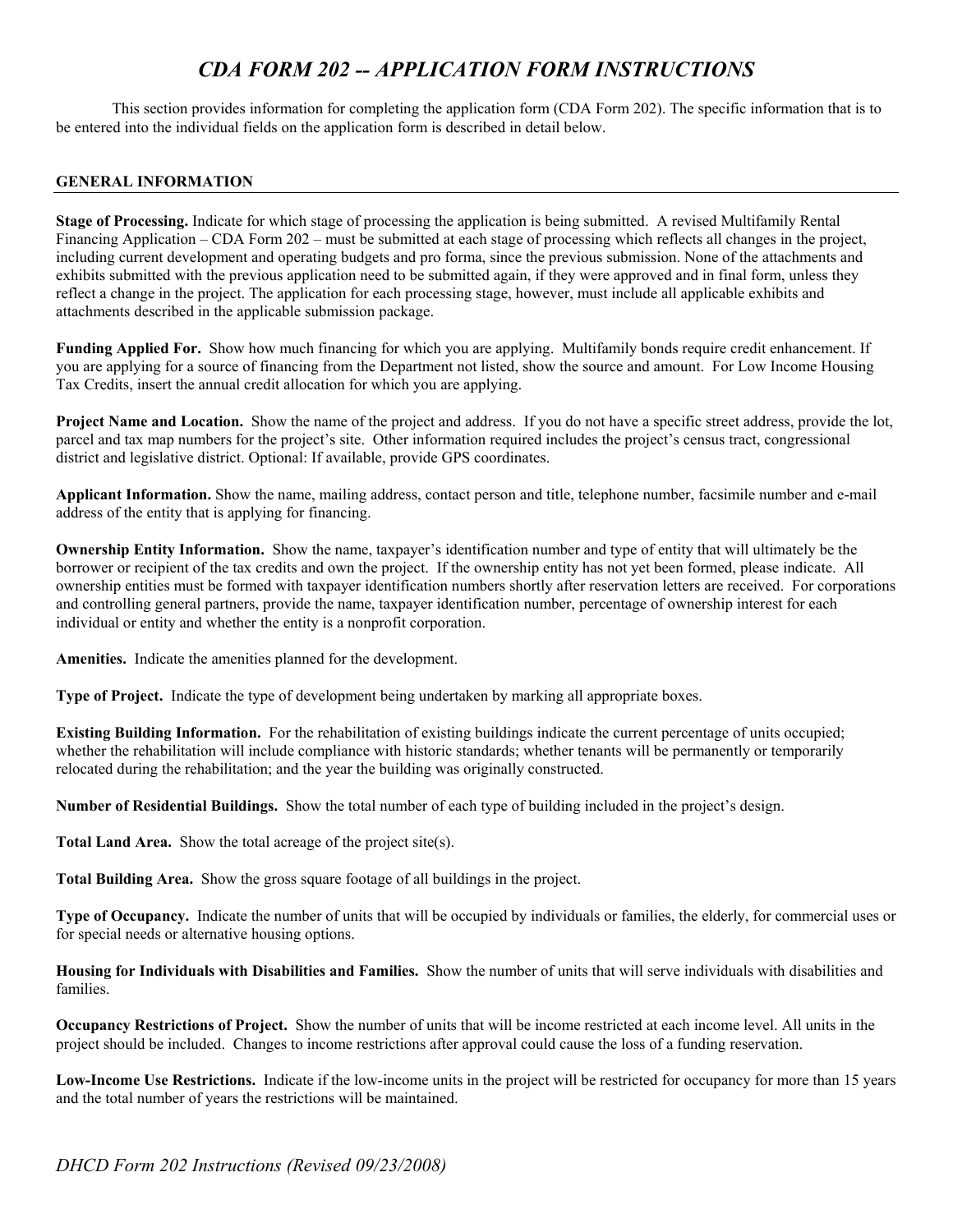# *CDA FORM 202 -- APPLICATION FORM INSTRUCTIONS*

This section provides information for completing the application form (CDA Form 202). The specific information that is to be entered into the individual fields on the application form is described in detail below.

## GENERAL INFORMATION

**Stage of Processing.** Indicate for which stage of processing the application is being submitted. A revised Multifamily Rental Financing Application – CDA Form 202 – must be submitted at each stage of processing which reflects all changes in the project, including current development and operating budgets and pro forma, since the previous submission. None of the attachments and exhibits submitted with the previous application need to be submitted again, if they were approved and in final form, unless they reflect a change in the project. The application for each processing stage, however, must include all applicable exhibits and attachments described in the applicable submission package.

**Funding Applied For.** Show how much financing for which you are applying. Multifamily bonds require credit enhancement. If you are applying for a source of financing from the Department not listed, show the source and amount. For Low Income Housing Tax Credits, insert the annual credit allocation for which you are applying.

**Project Name and Location.** Show the name of the project and address. If you do not have a specific street address, provide the lot, parcel and tax map numbers for the project's site. Other information required includes the project's census tract, congressional district and legislative district. Optional: If available, provide GPS coordinates.

**Applicant Information.** Show the name, mailing address, contact person and title, telephone number, facsimile number and e-mail address of the entity that is applying for financing.

**Ownership Entity Information.** Show the name, taxpayer's identification number and type of entity that will ultimately be the borrower or recipient of the tax credits and own the project. If the ownership entity has not yet been formed, please indicate. All ownership entities must be formed with taxpayer identification numbers shortly after reservation letters are received. For corporations and controlling general partners, provide the name, taxpayer identification number, percentage of ownership interest for each individual or entity and whether the entity is a nonprofit corporation.

**Amenities.** Indicate the amenities planned for the development.

**Type of Project.** Indicate the type of development being undertaken by marking all appropriate boxes.

**Existing Building Information.** For the rehabilitation of existing buildings indicate the current percentage of units occupied; whether the rehabilitation will include compliance with historic standards; whether tenants will be permanently or temporarily relocated during the rehabilitation; and the year the building was originally constructed.

**Number of Residential Buildings.** Show the total number of each type of building included in the project's design.

**Total Land Area.** Show the total acreage of the project site(s).

**Total Building Area.** Show the gross square footage of all buildings in the project.

**Type of Occupancy.** Indicate the number of units that will be occupied by individuals or families, the elderly, for commercial uses or for special needs or alternative housing options.

**Housing for Individuals with Disabilities and Families.** Show the number of units that will serve individuals with disabilities and families.

**Occupancy Restrictions of Project.** Show the number of units that will be income restricted at each income level. All units in the project should be included. Changes to income restrictions after approval could cause the loss of a funding reservation.

**Low-Income Use Restrictions.** Indicate if the low-income units in the project will be restricted for occupancy for more than 15 years and the total number of years the restrictions will be maintained.

*DHCD Form 202 Instructions (Revised 09/23/2008)*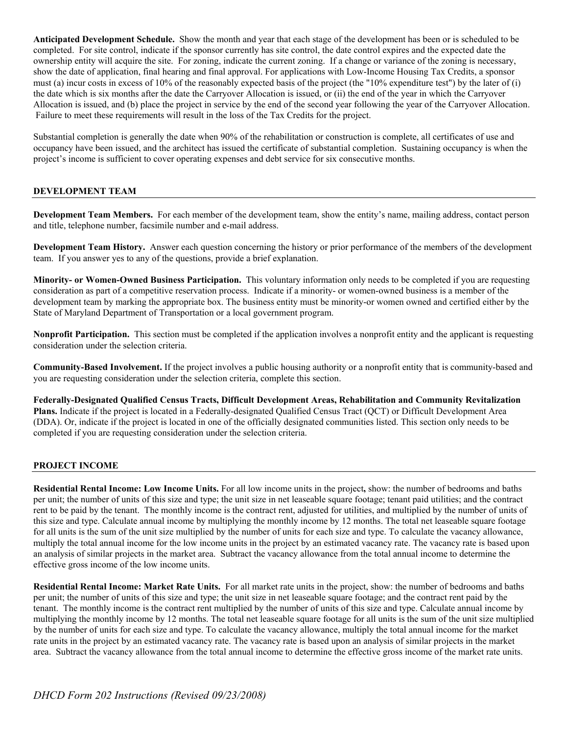**Anticipated Development Schedule.** Show the month and year that each stage of the development has been or is scheduled to be completed. For site control, indicate if the sponsor currently has site control, the date control expires and the expected date the ownership entity will acquire the site. For zoning, indicate the current zoning. If a change or variance of the zoning is necessary, show the date of application, final hearing and final approval. For applications with Low-Income Housing Tax Credits, a sponsor must (a) incur costs in excess of 10% of the reasonably expected basis of the project (the "10% expenditure test") by the later of (i) the date which is six months after the date the Carryover Allocation is issued, or (ii) the end of the year in which the Carryover Allocation is issued, and (b) place the project in service by the end of the second year following the year of the Carryover Allocation. Failure to meet these requirements will result in the loss of the Tax Credits for the project.

Substantial completion is generally the date when 90% of the rehabilitation or construction is complete, all certificates of use and occupancy have been issued, and the architect has issued the certificate of substantial completion. Sustaining occupancy is when the project's income is sufficient to cover operating expenses and debt service for six consecutive months.

## DEVELOPMENT TEAM

**Development Team Members.** For each member of the development team, show the entity's name, mailing address, contact person and title, telephone number, facsimile number and e-mail address.

**Development Team History.** Answer each question concerning the history or prior performance of the members of the development team. If you answer yes to any of the questions, provide a brief explanation.

**Minority- or Women-Owned Business Participation.** This voluntary information only needs to be completed if you are requesting consideration as part of a competitive reservation process. Indicate if a minority- or women-owned business is a member of the development team by marking the appropriate box. The business entity must be minority-or women owned and certified either by the State of Maryland Department of Transportation or a local government program.

**Nonprofit Participation.** This section must be completed if the application involves a nonprofit entity and the applicant is requesting consideration under the selection criteria.

**Community-Based Involvement.** If the project involves a public housing authority or a nonprofit entity that is community-based and you are requesting consideration under the selection criteria, complete this section.

**Federally-Designated Qualified Census Tracts, Difficult Development Areas, Rehabilitation and Community Revitalization Plans.** Indicate if the project is located in a Federally-designated Qualified Census Tract (QCT) or Difficult Development Area (DDA). Or, indicate if the project is located in one of the officially designated communities listed. This section only needs to be completed if you are requesting consideration under the selection criteria.

## PROJECT INCOME

**Residential Rental Income: Low Income Units.** For all low income units in the project**,** show: the number of bedrooms and baths per unit; the number of units of this size and type; the unit size in net leaseable square footage; tenant paid utilities; and the contract rent to be paid by the tenant. The monthly income is the contract rent, adjusted for utilities, and multiplied by the number of units of this size and type. Calculate annual income by multiplying the monthly income by 12 months. The total net leaseable square footage for all units is the sum of the unit size multiplied by the number of units for each size and type. To calculate the vacancy allowance, multiply the total annual income for the low income units in the project by an estimated vacancy rate. The vacancy rate is based upon an analysis of similar projects in the market area. Subtract the vacancy allowance from the total annual income to determine the effective gross income of the low income units.

**Residential Rental Income: Market Rate Units.** For all market rate units in the project, show: the number of bedrooms and baths per unit; the number of units of this size and type; the unit size in net leaseable square footage; and the contract rent paid by the tenant. The monthly income is the contract rent multiplied by the number of units of this size and type. Calculate annual income by multiplying the monthly income by 12 months. The total net leaseable square footage for all units is the sum of the unit size multiplied by the number of units for each size and type. To calculate the vacancy allowance, multiply the total annual income for the market rate units in the project by an estimated vacancy rate. The vacancy rate is based upon an analysis of similar projects in the market area. Subtract the vacancy allowance from the total annual income to determine the effective gross income of the market rate units.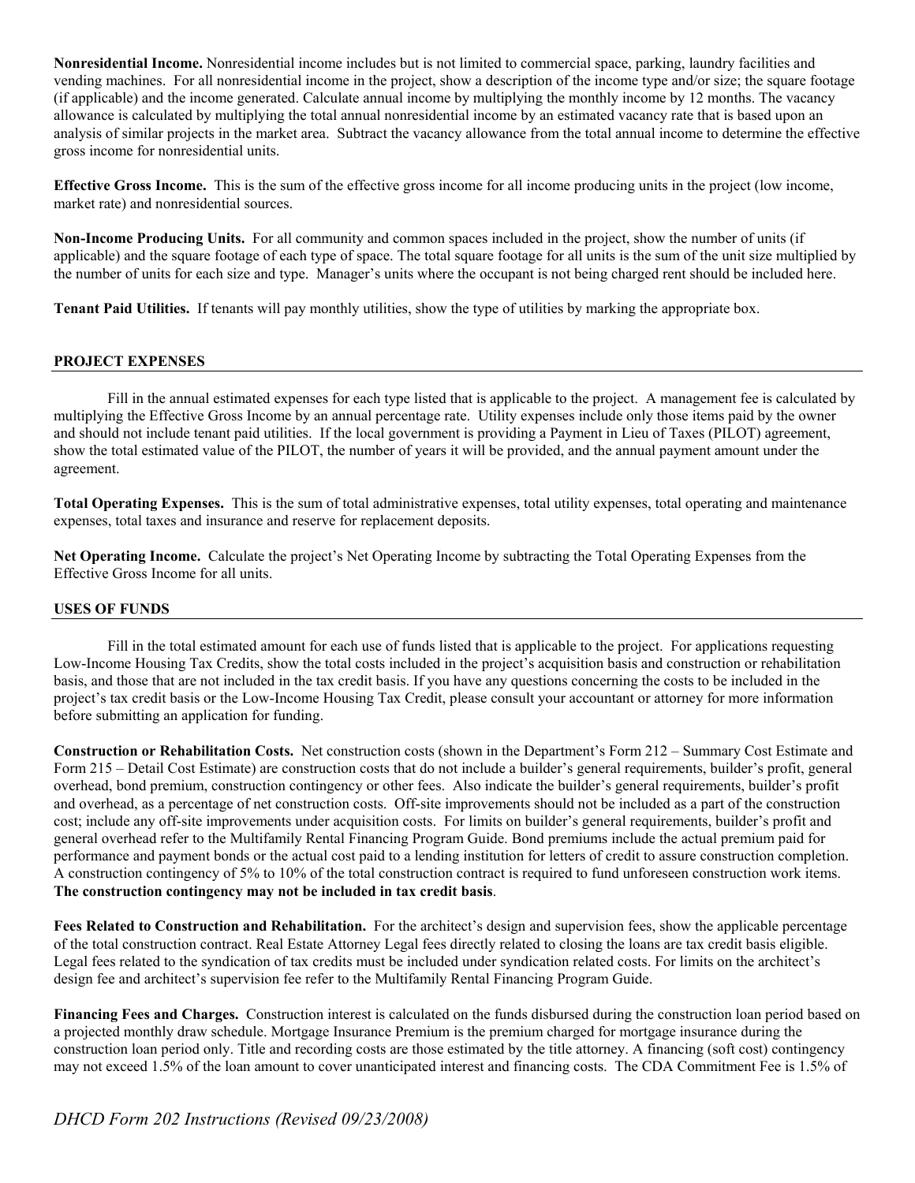**Nonresidential Income.** Nonresidential income includes but is not limited to commercial space, parking, laundry facilities and vending machines. For all nonresidential income in the project, show a description of the income type and/or size; the square footage (if applicable) and the income generated. Calculate annual income by multiplying the monthly income by 12 months. The vacancy allowance is calculated by multiplying the total annual nonresidential income by an estimated vacancy rate that is based upon an analysis of similar projects in the market area. Subtract the vacancy allowance from the total annual income to determine the effective gross income for nonresidential units.

**Effective Gross Income.** This is the sum of the effective gross income for all income producing units in the project (low income, market rate) and nonresidential sources.

**Non-Income Producing Units.** For all community and common spaces included in the project, show the number of units (if applicable) and the square footage of each type of space. The total square footage for all units is the sum of the unit size multiplied by the number of units for each size and type. Manager's units where the occupant is not being charged rent should be included here.

**Tenant Paid Utilities.** If tenants will pay monthly utilities, show the type of utilities by marking the appropriate box.

## PROJECT EXPENSES

Fill in the annual estimated expenses for each type listed that is applicable to the project. A management fee is calculated by multiplying the Effective Gross Income by an annual percentage rate. Utility expenses include only those items paid by the owner and should not include tenant paid utilities. If the local government is providing a Payment in Lieu of Taxes (PILOT) agreement, show the total estimated value of the PILOT, the number of years it will be provided, and the annual payment amount under the agreement.

**Total Operating Expenses.** This is the sum of total administrative expenses, total utility expenses, total operating and maintenance expenses, total taxes and insurance and reserve for replacement deposits.

**Net Operating Income.** Calculate the project's Net Operating Income by subtracting the Total Operating Expenses from the Effective Gross Income for all units.

## USES OF FUNDS

Fill in the total estimated amount for each use of funds listed that is applicable to the project. For applications requesting Low-Income Housing Tax Credits, show the total costs included in the project's acquisition basis and construction or rehabilitation basis, and those that are not included in the tax credit basis. If you have any questions concerning the costs to be included in the project's tax credit basis or the Low-Income Housing Tax Credit, please consult your accountant or attorney for more information before submitting an application for funding.

**Construction or Rehabilitation Costs.** Net construction costs (shown in the Department's Form 212 – Summary Cost Estimate and Form 215 – Detail Cost Estimate) are construction costs that do not include a builder's general requirements, builder's profit, general overhead, bond premium, construction contingency or other fees. Also indicate the builder's general requirements, builder's profit and overhead, as a percentage of net construction costs. Off-site improvements should not be included as a part of the construction cost; include any off-site improvements under acquisition costs. For limits on builder's general requirements, builder's profit and general overhead refer to the Multifamily Rental Financing Program Guide. Bond premiums include the actual premium paid for performance and payment bonds or the actual cost paid to a lending institution for letters of credit to assure construction completion. A construction contingency of 5% to 10% of the total construction contract is required to fund unforeseen construction work items. **The construction contingency may not be included in tax credit basis**.

**Fees Related to Construction and Rehabilitation.** For the architect's design and supervision fees, show the applicable percentage of the total construction contract. Real Estate Attorney Legal fees directly related to closing the loans are tax credit basis eligible. Legal fees related to the syndication of tax credits must be included under syndication related costs. For limits on the architect's design fee and architect's supervision fee refer to the Multifamily Rental Financing Program Guide.

**Financing Fees and Charges.** Construction interest is calculated on the funds disbursed during the construction loan period based on a projected monthly draw schedule. Mortgage Insurance Premium is the premium charged for mortgage insurance during the construction loan period only. Title and recording costs are those estimated by the title attorney. A financing (soft cost) contingency may not exceed 1.5% of the loan amount to cover unanticipated interest and financing costs. The CDA Commitment Fee is 1.5% of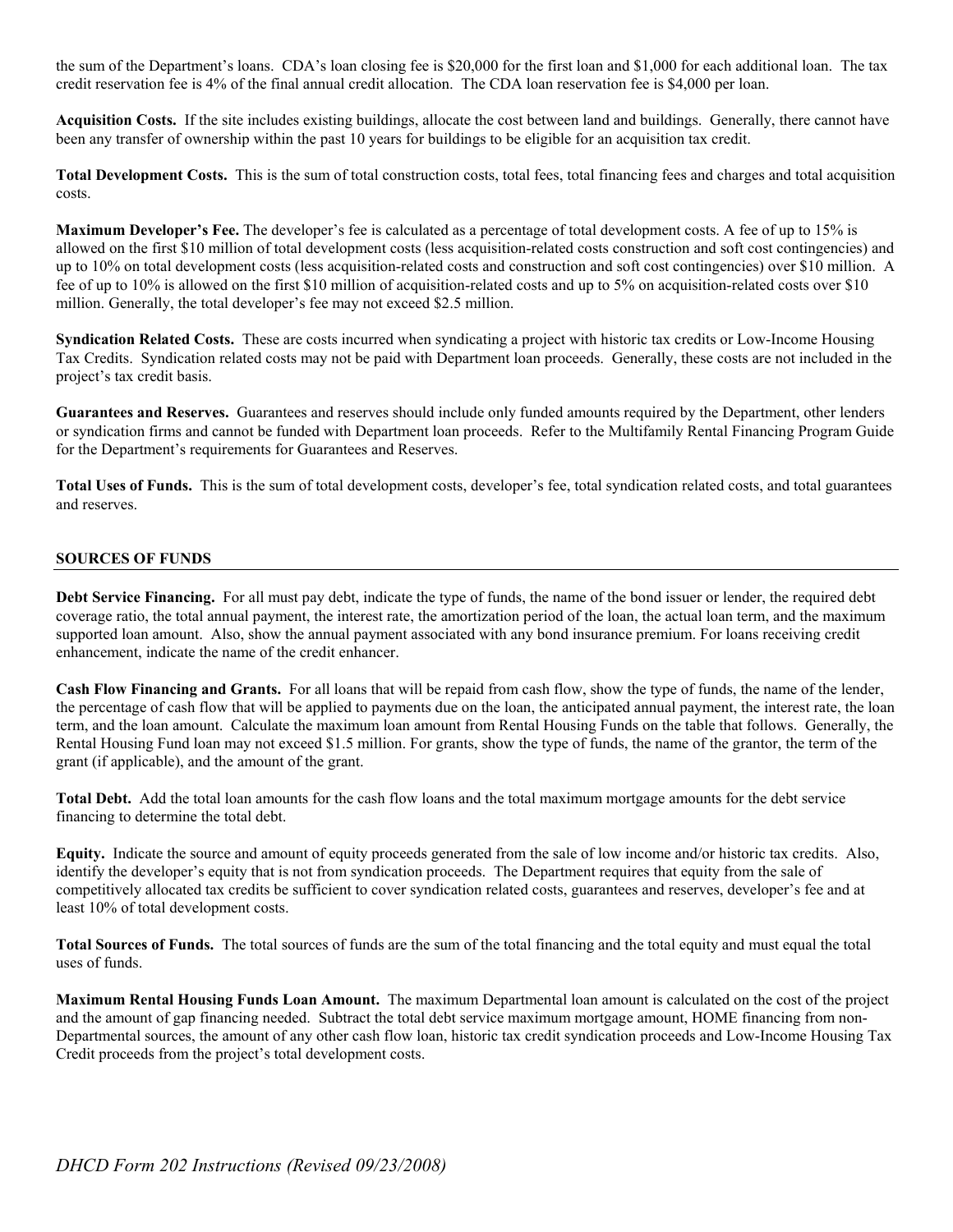the sum of the Department's loans. CDA's loan closing fee is $20,000 for the first loan and $1,000 for each additional loan. The tax credit reservation fee is 4% of the final annual credit allocation. The CDA loan reservation fee is $4,000 per loan.

**Acquisition Costs.** If the site includes existing buildings, allocate the cost between land and buildings. Generally, there cannot have been any transfer of ownership within the past 10 years for buildings to be eligible for an acquisition tax credit.

**Total Development Costs.** This is the sum of total construction costs, total fees, total financing fees and charges and total acquisition costs.

**Maximum Developer's Fee.** The developer's fee is calculated as a percentage of total development costs. A fee of up to 15% is allowed on the first $10 million of total development costs (less acquisition-related costs construction and soft cost contingencies) and up to 10% on total development costs (less acquisition-related costs and construction and soft cost contingencies) over $10 million. A fee of up to 10% is allowed on the first $10 million of acquisition-related costs and up to 5% on acquisition-related costs over $10 million. Generally, the total developer's fee may not exceed $2.5 million.

**Syndication Related Costs.** These are costs incurred when syndicating a project with historic tax credits or Low-Income Housing Tax Credits. Syndication related costs may not be paid with Department loan proceeds. Generally, these costs are not included in the project's tax credit basis.

**Guarantees and Reserves.** Guarantees and reserves should include only funded amounts required by the Department, other lenders or syndication firms and cannot be funded with Department loan proceeds. Refer to the Multifamily Rental Financing Program Guide for the Department's requirements for Guarantees and Reserves.

**Total Uses of Funds.** This is the sum of total development costs, developer's fee, total syndication related costs, and total guarantees and reserves.

## SOURCES OF FUNDS

**Debt Service Financing.** For all must pay debt, indicate the type of funds, the name of the bond issuer or lender, the required debt coverage ratio, the total annual payment, the interest rate, the amortization period of the loan, the actual loan term, and the maximum supported loan amount. Also, show the annual payment associated with any bond insurance premium. For loans receiving credit enhancement, indicate the name of the credit enhancer.

**Cash Flow Financing and Grants.** For all loans that will be repaid from cash flow, show the type of funds, the name of the lender, the percentage of cash flow that will be applied to payments due on the loan, the anticipated annual payment, the interest rate, the loan term, and the loan amount. Calculate the maximum loan amount from Rental Housing Funds on the table that follows. Generally, the Rental Housing Fund loan may not exceed $1.5 million. For grants, show the type of funds, the name of the grantor, the term of the grant (if applicable), and the amount of the grant.

**Total Debt.** Add the total loan amounts for the cash flow loans and the total maximum mortgage amounts for the debt service financing to determine the total debt.

**Equity.** Indicate the source and amount of equity proceeds generated from the sale of low income and/or historic tax credits. Also, identify the developer's equity that is not from syndication proceeds. The Department requires that equity from the sale of competitively allocated tax credits be sufficient to cover syndication related costs, guarantees and reserves, developer's fee and at least 10% of total development costs.

**Total Sources of Funds.** The total sources of funds are the sum of the total financing and the total equity and must equal the total uses of funds.

**Maximum Rental Housing Funds Loan Amount.** The maximum Departmental loan amount is calculated on the cost of the project and the amount of gap financing needed. Subtract the total debt service maximum mortgage amount, HOME financing from non-Departmental sources, the amount of any other cash flow loan, historic tax credit syndication proceeds and Low-Income Housing Tax Credit proceeds from the project's total development costs.

*DHCD Form 202 Instructions (Revised 09/23/2008)*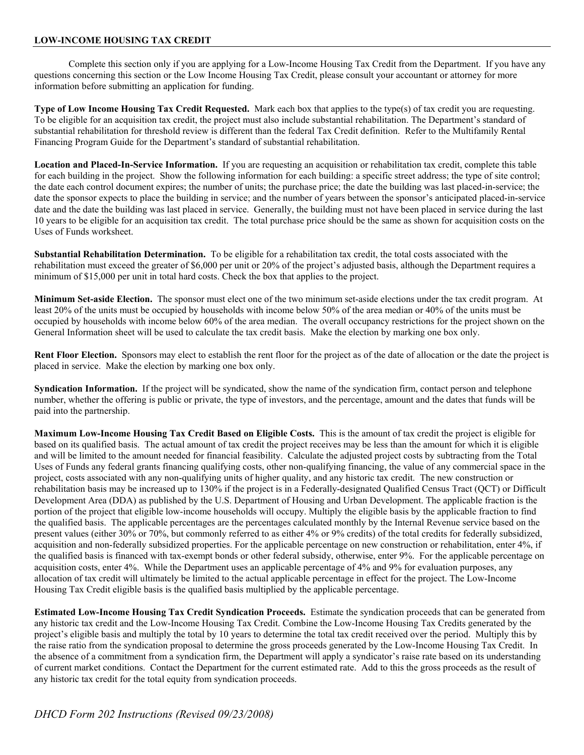## LOW-INCOME HOUSING TAX CREDIT

Complete this section only if you are applying for a Low-Income Housing Tax Credit from the Department. If you have any questions concerning this section or the Low Income Housing Tax Credit, please consult your accountant or attorney for more information before submitting an application for funding.

**Type of Low Income Housing Tax Credit Requested.** Mark each box that applies to the type(s) of tax credit you are requesting. To be eligible for an acquisition tax credit, the project must also include substantial rehabilitation. The Department's standard of substantial rehabilitation for threshold review is different than the federal Tax Credit definition. Refer to the Multifamily Rental Financing Program Guide for the Department's standard of substantial rehabilitation.

**Location and Placed-In-Service Information.** If you are requesting an acquisition or rehabilitation tax credit, complete this table for each building in the project. Show the following information for each building: a specific street address; the type of site control; the date each control document expires; the number of units; the purchase price; the date the building was last placed-in-service; the date the sponsor expects to place the building in service; and the number of years between the sponsor's anticipated placed-in-service date and the date the building was last placed in service. Generally, the building must not have been placed in service during the last 10 years to be eligible for an acquisition tax credit. The total purchase price should be the same as shown for acquisition costs on the Uses of Funds worksheet.

**Substantial Rehabilitation Determination.** To be eligible for a rehabilitation tax credit, the total costs associated with the rehabilitation must exceed the greater of $6,000 per unit or 20% of the project's adjusted basis, although the Department requires a minimum of $15,000 per unit in total hard costs. Check the box that applies to the project.

**Minimum Set-aside Election.** The sponsor must elect one of the two minimum set-aside elections under the tax credit program. At least 20% of the units must be occupied by households with income below 50% of the area median or 40% of the units must be occupied by households with income below 60% of the area median. The overall occupancy restrictions for the project shown on the General Information sheet will be used to calculate the tax credit basis. Make the election by marking one box only.

**Rent Floor Election.** Sponsors may elect to establish the rent floor for the project as of the date of allocation or the date the project is placed in service. Make the election by marking one box only.

**Syndication Information.** If the project will be syndicated, show the name of the syndication firm, contact person and telephone number, whether the offering is public or private, the type of investors, and the percentage, amount and the dates that funds will be paid into the partnership.

**Maximum Low-Income Housing Tax Credit Based on Eligible Costs.** This is the amount of tax credit the project is eligible for based on its qualified basis. The actual amount of tax credit the project receives may be less than the amount for which it is eligible and will be limited to the amount needed for financial feasibility. Calculate the adjusted project costs by subtracting from the Total Uses of Funds any federal grants financing qualifying costs, other non-qualifying financing, the value of any commercial space in the project, costs associated with any non-qualifying units of higher quality, and any historic tax credit. The new construction or rehabilitation basis may be increased up to 130% if the project is in a Federally-designated Qualified Census Tract (QCT) or Difficult Development Area (DDA) as published by the U.S. Department of Housing and Urban Development. The applicable fraction is the portion of the project that eligible low-income households will occupy. Multiply the eligible basis by the applicable fraction to find the qualified basis. The applicable percentages are the percentages calculated monthly by the Internal Revenue service based on the present values (either 30% or 70%, but commonly referred to as either 4% or 9% credits) of the total credits for federally subsidized, acquisition and non-federally subsidized properties. For the applicable percentage on new construction or rehabilitation, enter 4%, if the qualified basis is financed with tax-exempt bonds or other federal subsidy, otherwise, enter 9%. For the applicable percentage on acquisition costs, enter 4%. While the Department uses an applicable percentage of 4% and 9% for evaluation purposes, any allocation of tax credit will ultimately be limited to the actual applicable percentage in effect for the project. The Low-Income Housing Tax Credit eligible basis is the qualified basis multiplied by the applicable percentage.

**Estimated Low-Income Housing Tax Credit Syndication Proceeds.** Estimate the syndication proceeds that can be generated from any historic tax credit and the Low-Income Housing Tax Credit. Combine the Low-Income Housing Tax Credits generated by the project's eligible basis and multiply the total by 10 years to determine the total tax credit received over the period. Multiply this by the raise ratio from the syndication proposal to determine the gross proceeds generated by the Low-Income Housing Tax Credit. In the absence of a commitment from a syndication firm, the Department will apply a syndicator's raise rate based on its understanding of current market conditions. Contact the Department for the current estimated rate. Add to this the gross proceeds as the result of any historic tax credit for the total equity from syndication proceeds.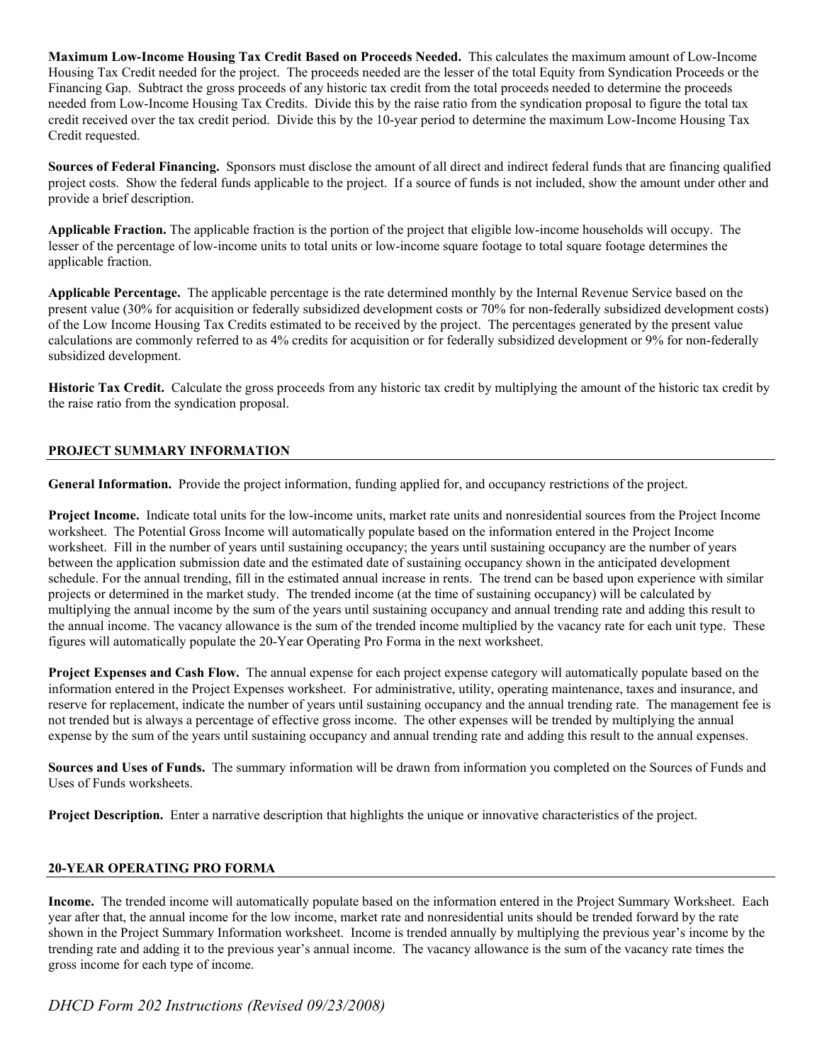**Maximum Low-Income Housing Tax Credit Based on Proceeds Needed.** This calculates the maximum amount of Low-Income Housing Tax Credit needed for the project. The proceeds needed are the lesser of the total Equity from Syndication Proceeds or the Financing Gap. Subtract the gross proceeds of any historic tax credit from the total proceeds needed to determine the proceeds needed from Low-Income Housing Tax Credits. Divide this by the raise ratio from the syndication proposal to figure the total tax credit received over the tax credit period. Divide this by the 10-year period to determine the maximum Low-Income Housing Tax Credit requested.

**Sources of Federal Financing.** Sponsors must disclose the amount of all direct and indirect federal funds that are financing qualified project costs. Show the federal funds applicable to the project. If a source of funds is not included, show the amount under other and provide a brief description.

**Applicable Fraction.** The applicable fraction is the portion of the project that eligible low-income households will occupy. The lesser of the percentage of low-income units to total units or low-income square footage to total square footage determines the applicable fraction.

**Applicable Percentage.** The applicable percentage is the rate determined monthly by the Internal Revenue Service based on the present value (30% for acquisition or federally subsidized development costs or 70% for non-federally subsidized development costs) of the Low Income Housing Tax Credits estimated to be received by the project. The percentages generated by the present value calculations are commonly referred to as 4% credits for acquisition or for federally subsidized development or 9% for non-federally subsidized development.

**Historic Tax Credit.** Calculate the gross proceeds from any historic tax credit by multiplying the amount of the historic tax credit by the raise ratio from the syndication proposal.

## PROJECT SUMMARY INFORMATION

**General Information.** Provide the project information, funding applied for, and occupancy restrictions of the project.

**Project Income.** Indicate total units for the low-income units, market rate units and nonresidential sources from the Project Income worksheet. The Potential Gross Income will automatically populate based on the information entered in the Project Income worksheet. Fill in the number of years until sustaining occupancy; the years until sustaining occupancy are the number of years between the application submission date and the estimated date of sustaining occupancy shown in the anticipated development schedule. For the annual trending, fill in the estimated annual increase in rents. The trend can be based upon experience with similar projects or determined in the market study. The trended income (at the time of sustaining occupancy) will be calculated by multiplying the annual income by the sum of the years until sustaining occupancy and annual trending rate and adding this result to the annual income. The vacancy allowance is the sum of the trended income multiplied by the vacancy rate for each unit type. These figures will automatically populate the 20-Year Operating Pro Forma in the next worksheet.

**Project Expenses and Cash Flow.** The annual expense for each project expense category will automatically populate based on the information entered in the Project Expenses worksheet. For administrative, utility, operating maintenance, taxes and insurance, and reserve for replacement, indicate the number of years until sustaining occupancy and the annual trending rate. The management fee is not trended but is always a percentage of effective gross income. The other expenses will be trended by multiplying the annual expense by the sum of the years until sustaining occupancy and annual trending rate and adding this result to the annual expenses.

**Sources and Uses of Funds.** The summary information will be drawn from information you completed on the Sources of Funds and Uses of Funds worksheets.

**Project Description.** Enter a narrative description that highlights the unique or innovative characteristics of the project.

## 20-YEAR OPERATING PRO FORMA

**Income.** The trended income will automatically populate based on the information entered in the Project Summary Worksheet. Each year after that, the annual income for the low income, market rate and nonresidential units should be trended forward by the rate shown in the Project Summary Information worksheet. Income is trended annually by multiplying the previous year's income by the trending rate and adding it to the previous year's annual income. The vacancy allowance is the sum of the vacancy rate times the gross income for each type of income.

*DHCD Form 202 Instructions (Revised 09/23/2008)*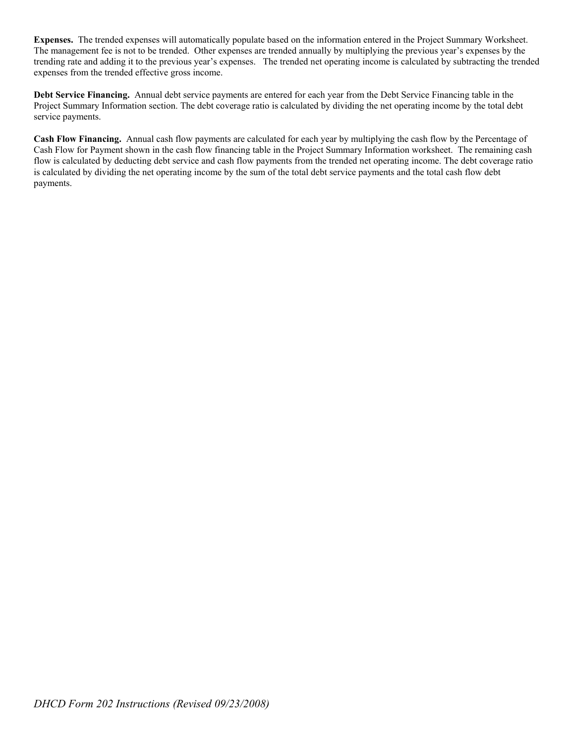**Expenses.** The trended expenses will automatically populate based on the information entered in the Project Summary Worksheet. The management fee is not to be trended. Other expenses are trended annually by multiplying the previous year's expenses by the trending rate and adding it to the previous year's expenses. The trended net operating income is calculated by subtracting the trended expenses from the trended effective gross income.

**Debt Service Financing.** Annual debt service payments are entered for each year from the Debt Service Financing table in the Project Summary Information section. The debt coverage ratio is calculated by dividing the net operating income by the total debt service payments.

**Cash Flow Financing.** Annual cash flow payments are calculated for each year by multiplying the cash flow by the Percentage of Cash Flow for Payment shown in the cash flow financing table in the Project Summary Information worksheet. The remaining cash flow is calculated by deducting debt service and cash flow payments from the trended net operating income. The debt coverage ratio is calculated by dividing the net operating income by the sum of the total debt service payments and the total cash flow debt payments.